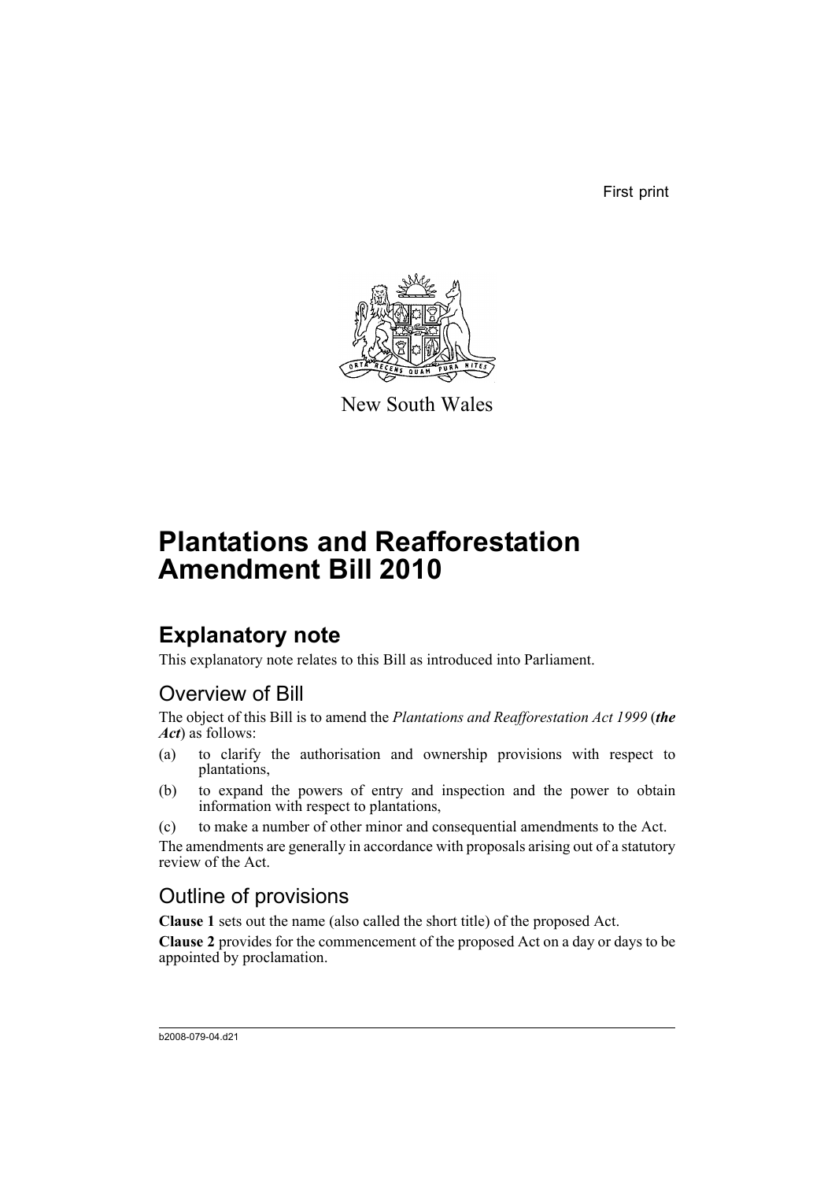First print

New South Wales

# Plantations and Reafforestation Amendment Bill 2010

## Explanatory note

This explanatory note relates to this Bill as introduced into Parliament.

### Overview of Bill

The object of this Bill is to amend the *Plantations and Reafforestation Act 1999* (***the Act***) as follows:

(a) to clarify the authorisation and ownership provisions with respect to plantations,

(b) to expand the powers of entry and inspection and the power to obtain information with respect to plantations,

(c) to make a number of other minor and consequential amendments to the Act.

The amendments are generally in accordance with proposals arising out of a statutory review of the Act.

### Outline of provisions

**Clause 1** sets out the name (also called the short title) of the proposed Act.

**Clause 2** provides for the commencement of the proposed Act on a day or days to be appointed by proclamation.

b2008-079-04.d21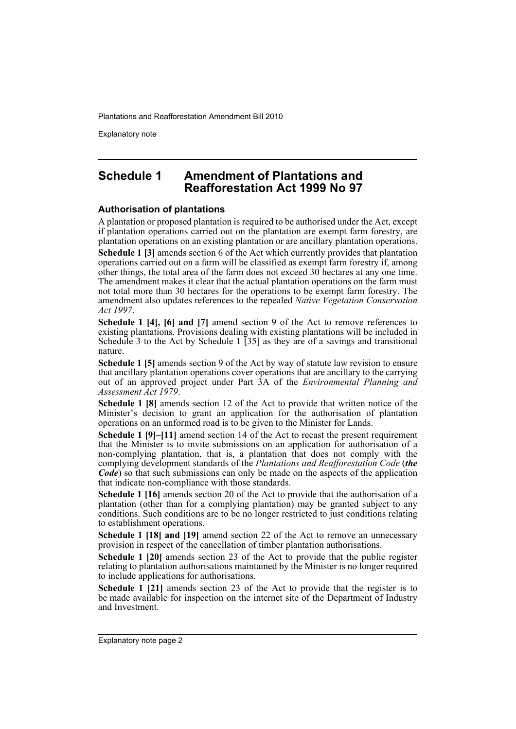## Schedule 1 Amendment of Plantations and Reafforestation Act 1999 No 97

### Authorisation of plantations

A plantation or proposed plantation is required to be authorised under the Act, except if plantation operations carried out on the plantation are exempt farm forestry, are plantation operations on an existing plantation or are ancillary plantation operations.

**Schedule 1 [3]** amends section 6 of the Act which currently provides that plantation operations carried out on a farm will be classified as exempt farm forestry if, among other things, the total area of the farm does not exceed 30 hectares at any one time. The amendment makes it clear that the actual plantation operations on the farm must not total more than 30 hectares for the operations to be exempt farm forestry. The amendment also updates references to the repealed *Native Vegetation Conservation Act 1997*.

**Schedule 1 [4], [6] and [7]** amend section 9 of the Act to remove references to existing plantations. Provisions dealing with existing plantations will be included in Schedule 3 to the Act by Schedule 1 [35] as they are of a savings and transitional nature.

**Schedule 1 [5]** amends section 9 of the Act by way of statute law revision to ensure that ancillary plantation operations cover operations that are ancillary to the carrying out of an approved project under Part 3A of the *Environmental Planning and Assessment Act 1979*.

**Schedule 1 [8]** amends section 12 of the Act to provide that written notice of the Minister's decision to grant an application for the authorisation of plantation operations on an unformed road is to be given to the Minister for Lands.

**Schedule 1 [9]–[11]** amend section 14 of the Act to recast the present requirement that the Minister is to invite submissions on an application for authorisation of a non-complying plantation, that is, a plantation that does not comply with the complying development standards of the *Plantations and Reafforestation Code* (***the Code***) so that such submissions can only be made on the aspects of the application that indicate non-compliance with those standards.

**Schedule 1 [16]** amends section 20 of the Act to provide that the authorisation of a plantation (other than for a complying plantation) may be granted subject to any conditions. Such conditions are to be no longer restricted to just conditions relating to establishment operations.

**Schedule 1 [18] and [19]** amend section 22 of the Act to remove an unnecessary provision in respect of the cancellation of timber plantation authorisations.

**Schedule 1 [20]** amends section 23 of the Act to provide that the public register relating to plantation authorisations maintained by the Minister is no longer required to include applications for authorisations.

**Schedule 1 [21]** amends section 23 of the Act to provide that the register is to be made available for inspection on the internet site of the Department of Industry and Investment.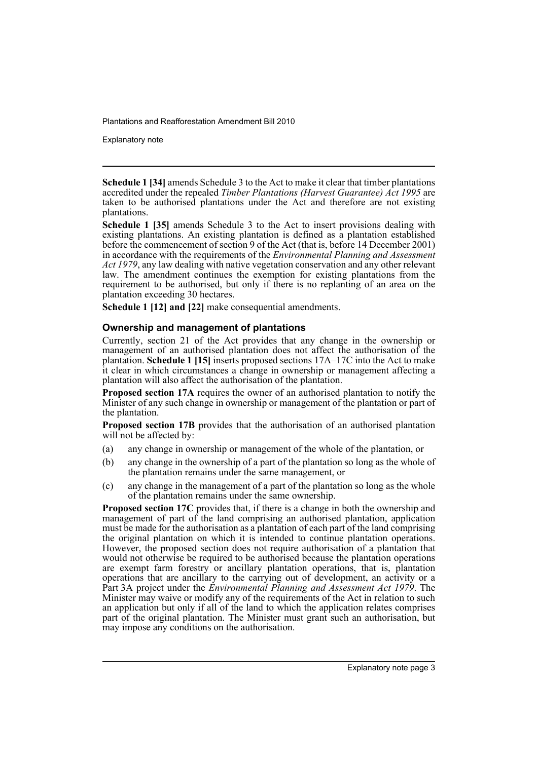**Schedule 1 [34]** amends Schedule 3 to the Act to make it clear that timber plantations accredited under the repealed *Timber Plantations (Harvest Guarantee) Act 1995* are taken to be authorised plantations under the Act and therefore are not existing plantations.

**Schedule 1 [35]** amends Schedule 3 to the Act to insert provisions dealing with existing plantations. An existing plantation is defined as a plantation established before the commencement of section 9 of the Act (that is, before 14 December 2001) in accordance with the requirements of the *Environmental Planning and Assessment Act 1979*, any law dealing with native vegetation conservation and any other relevant law. The amendment continues the exemption for existing plantations from the requirement to be authorised, but only if there is no replanting of an area on the plantation exceeding 30 hectares.

**Schedule 1 [12] and [22]** make consequential amendments.

### Ownership and management of plantations

Currently, section 21 of the Act provides that any change in the ownership or management of an authorised plantation does not affect the authorisation of the plantation. **Schedule 1 [15]** inserts proposed sections 17A–17C into the Act to make it clear in which circumstances a change in ownership or management affecting a plantation will also affect the authorisation of the plantation.

**Proposed section 17A** requires the owner of an authorised plantation to notify the Minister of any such change in ownership or management of the plantation or part of the plantation.

**Proposed section 17B** provides that the authorisation of an authorised plantation will not be affected by:

(a) any change in ownership or management of the whole of the plantation, or

(b) any change in the ownership of a part of the plantation so long as the whole of the plantation remains under the same management, or

(c) any change in the management of a part of the plantation so long as the whole of the plantation remains under the same ownership.

**Proposed section 17C** provides that, if there is a change in both the ownership and management of part of the land comprising an authorised plantation, application must be made for the authorisation as a plantation of each part of the land comprising the original plantation on which it is intended to continue plantation operations. However, the proposed section does not require authorisation of a plantation that would not otherwise be required to be authorised because the plantation operations are exempt farm forestry or ancillary plantation operations, that is, plantation operations that are ancillary to the carrying out of development, an activity or a Part 3A project under the *Environmental Planning and Assessment Act 1979*. The Minister may waive or modify any of the requirements of the Act in relation to such an application but only if all of the land to which the application relates comprises part of the original plantation. The Minister must grant such an authorisation, but may impose any conditions on the authorisation.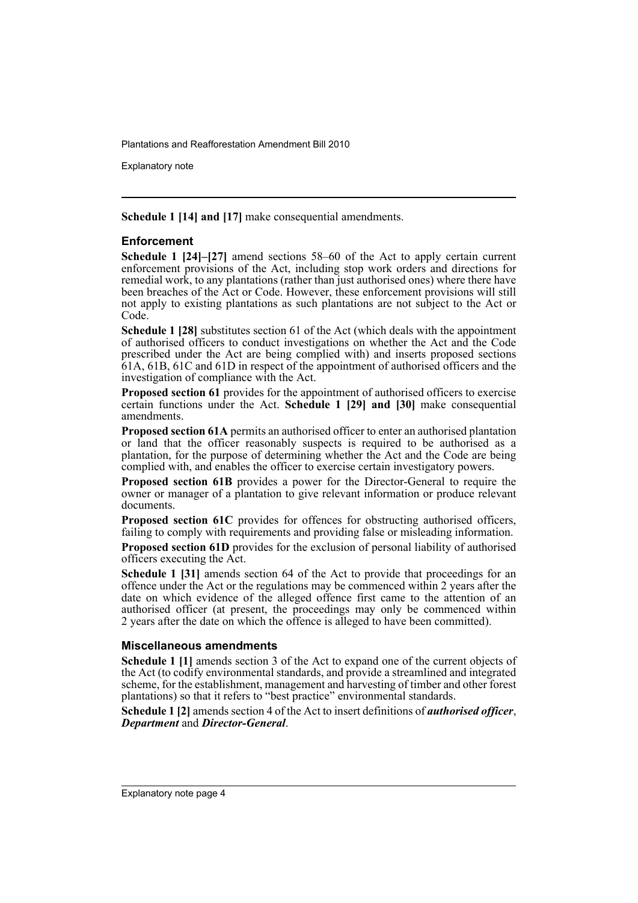**Schedule 1 [14] and [17]** make consequential amendments.

### Enforcement

**Schedule 1 [24]–[27]** amend sections 58–60 of the Act to apply certain current enforcement provisions of the Act, including stop work orders and directions for remedial work, to any plantations (rather than just authorised ones) where there have been breaches of the Act or Code. However, these enforcement provisions will still not apply to existing plantations as such plantations are not subject to the Act or Code.

**Schedule 1 [28]** substitutes section 61 of the Act (which deals with the appointment of authorised officers to conduct investigations on whether the Act and the Code prescribed under the Act are being complied with) and inserts proposed sections 61A, 61B, 61C and 61D in respect of the appointment of authorised officers and the investigation of compliance with the Act.

**Proposed section 61** provides for the appointment of authorised officers to exercise certain functions under the Act. **Schedule 1 [29] and [30]** make consequential amendments.

**Proposed section 61A** permits an authorised officer to enter an authorised plantation or land that the officer reasonably suspects is required to be authorised as a plantation, for the purpose of determining whether the Act and the Code are being complied with, and enables the officer to exercise certain investigatory powers.

**Proposed section 61B** provides a power for the Director-General to require the owner or manager of a plantation to give relevant information or produce relevant documents.

**Proposed section 61C** provides for offences for obstructing authorised officers, failing to comply with requirements and providing false or misleading information.

**Proposed section 61D** provides for the exclusion of personal liability of authorised officers executing the Act.

**Schedule 1 [31]** amends section 64 of the Act to provide that proceedings for an offence under the Act or the regulations may be commenced within 2 years after the date on which evidence of the alleged offence first came to the attention of an authorised officer (at present, the proceedings may only be commenced within 2 years after the date on which the offence is alleged to have been committed).

### Miscellaneous amendments

**Schedule 1 [1]** amends section 3 of the Act to expand one of the current objects of the Act (to codify environmental standards, and provide a streamlined and integrated scheme, for the establishment, management and harvesting of timber and other forest plantations) so that it refers to "best practice" environmental standards.

**Schedule 1 [2]** amends section 4 of the Act to insert definitions of ***authorised officer***, ***Department*** and ***Director-General***.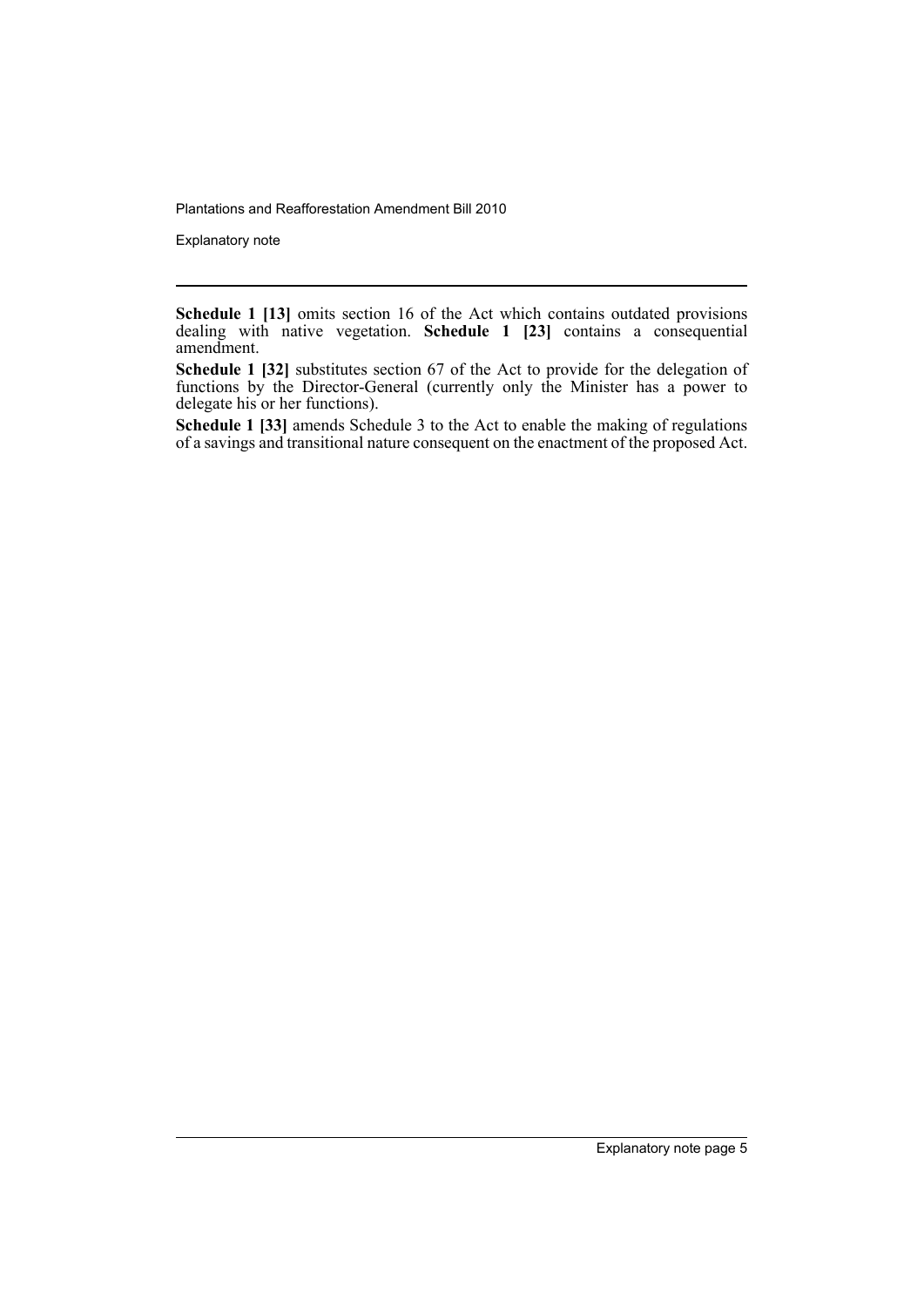**Schedule 1 [13]** omits section 16 of the Act which contains outdated provisions dealing with native vegetation. **Schedule 1 [23]** contains a consequential amendment.

**Schedule 1 [32]** substitutes section 67 of the Act to provide for the delegation of functions by the Director-General (currently only the Minister has a power to delegate his or her functions).

**Schedule 1 [33]** amends Schedule 3 to the Act to enable the making of regulations of a savings and transitional nature consequent on the enactment of the proposed Act.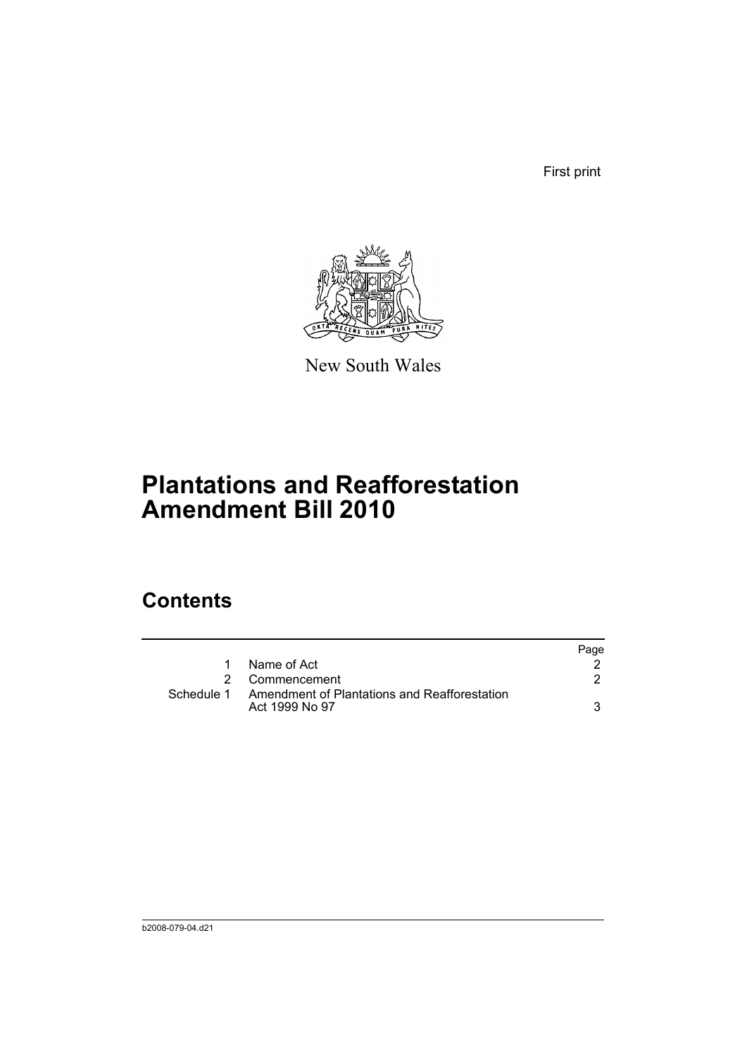First print

New South Wales

# Plantations and Reafforestation Amendment Bill 2010

## Contents

| | | Page |
|---|---|---|
| 1 | Name of Act | 2 |
| 2 | Commencement | 2 |
| Schedule 1 | Amendment of Plantations and Reafforestation Act 1999 No 97 | 3 |

b2008-079-04.d21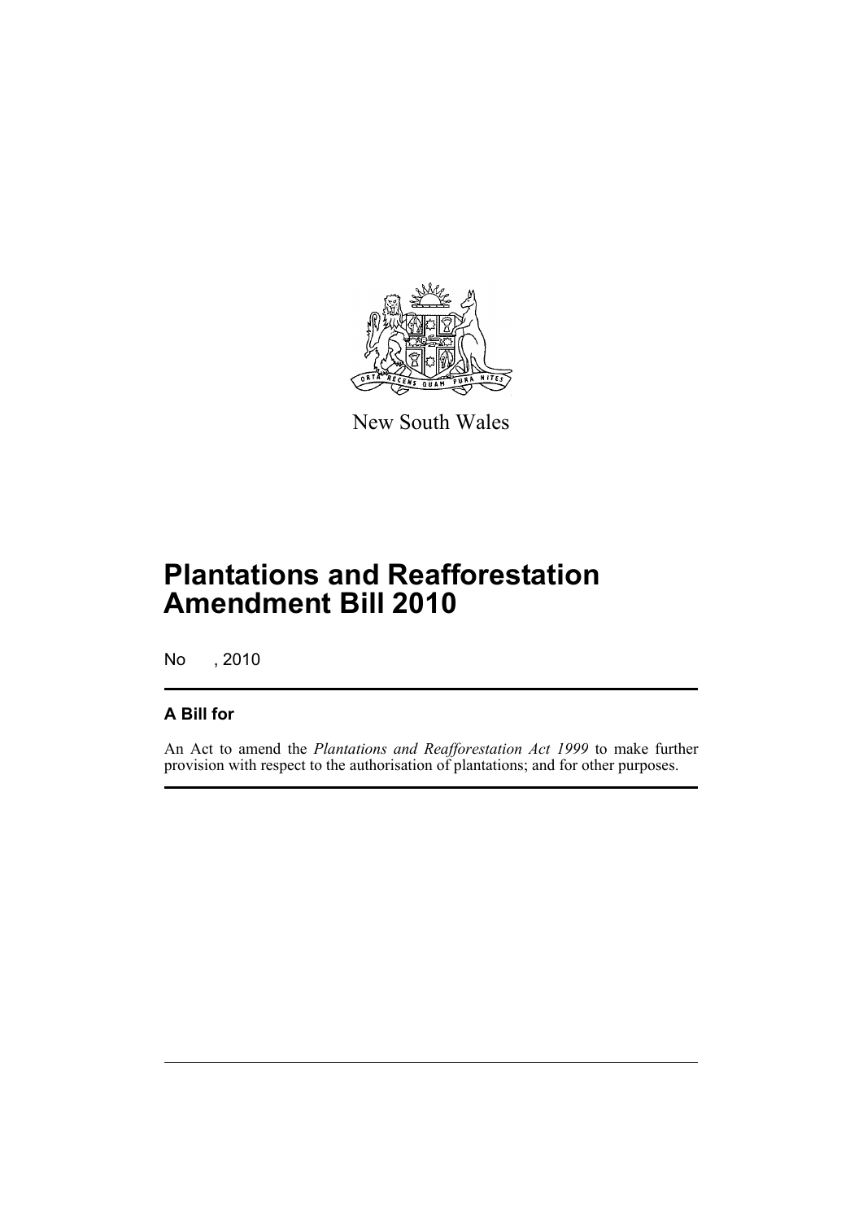New South Wales

# Plantations and Reafforestation Amendment Bill 2010

No , 2010

## A Bill for

An Act to amend the *Plantations and Reafforestation Act 1999* to make further provision with respect to the authorisation of plantations; and for other purposes.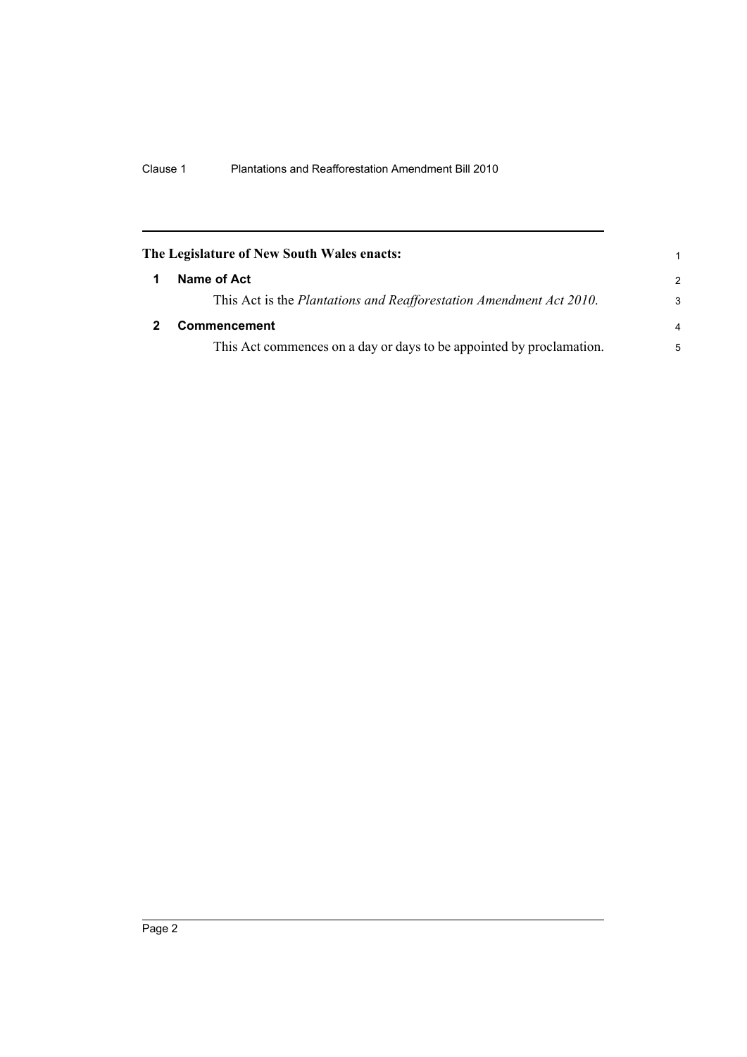**The Legislature of New South Wales enacts:**

**1 Name of Act**

This Act is the *Plantations and Reafforestation Amendment Act 2010*.

**2 Commencement**

This Act commences on a day or days to be appointed by proclamation.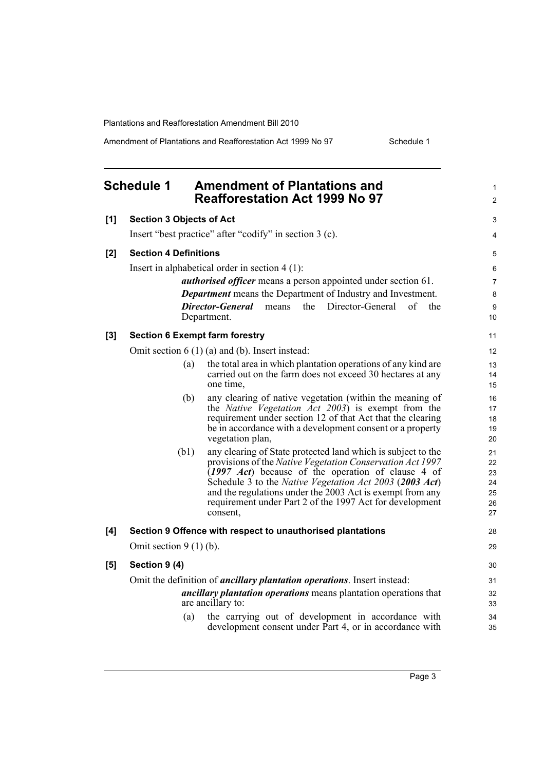## Schedule 1 Amendment of Plantations and Reafforestation Act 1999 No 97

**[1] Section 3 Objects of Act**

Insert "best practice" after "codify" in section 3 (c).

**[2] Section 4 Definitions**

Insert in alphabetical order in section 4 (1):

> ***authorised officer*** means a person appointed under section 61.
>
> ***Department*** means the Department of Industry and Investment.
>
> ***Director-General*** means the Director-General of the Department.

**[3] Section 6 Exempt farm forestry**

Omit section 6 (1) (a) and (b). Insert instead:

> (a) the total area in which plantation operations of any kind are carried out on the farm does not exceed 30 hectares at any one time,
>
> (b) any clearing of native vegetation (within the meaning of the *Native Vegetation Act 2003*) is exempt from the requirement under section 12 of that Act that the clearing be in accordance with a development consent or a property vegetation plan,
>
> (b1) any clearing of State protected land which is subject to the provisions of the *Native Vegetation Conservation Act 1997* (***1997 Act***) because of the operation of clause 4 of Schedule 3 to the *Native Vegetation Act 2003* (***2003 Act***) and the regulations under the 2003 Act is exempt from any requirement under Part 2 of the 1997 Act for development consent,

**[4] Section 9 Offence with respect to unauthorised plantations**

Omit section 9 (1) (b).

**[5] Section 9 (4)**

Omit the definition of ***ancillary plantation operations***. Insert instead:

> ***ancillary plantation operations*** means plantation operations that are ancillary to:
>
> (a) the carrying out of development in accordance with development consent under Part 4, or in accordance with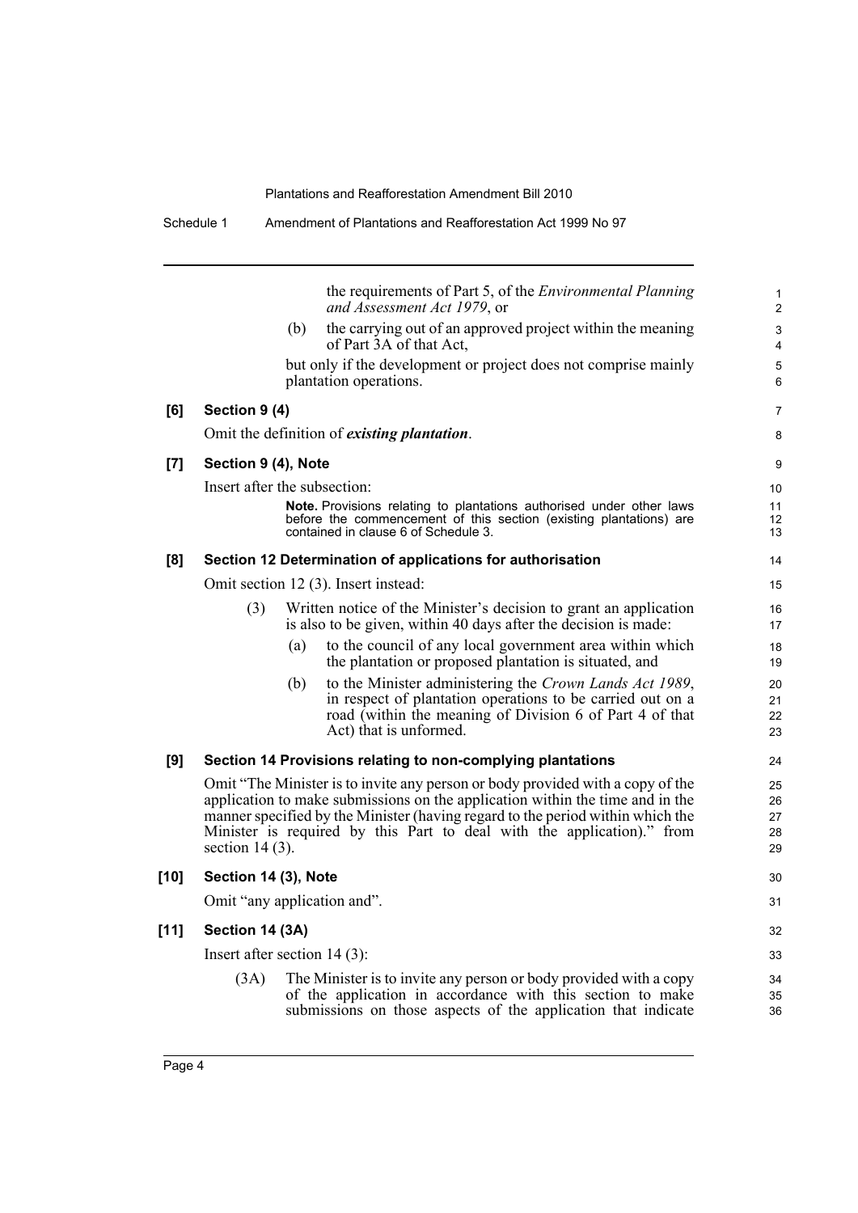the requirements of Part 5, of the *Environmental Planning and Assessment Act 1979*, or

(b) the carrying out of an approved project within the meaning of Part 3A of that Act,

but only if the development or project does not comprise mainly plantation operations.

**[6] Section 9 (4)**

Omit the definition of ***existing plantation***.

**[7] Section 9 (4), Note**

Insert after the subsection:

> **Note.** Provisions relating to plantations authorised under other laws before the commencement of this section (existing plantations) are contained in clause 6 of Schedule 3.

**[8] Section 12 Determination of applications for authorisation**

Omit section 12 (3). Insert instead:

(3) Written notice of the Minister's decision to grant an application is also to be given, within 40 days after the decision is made:

(a) to the council of any local government area within which the plantation or proposed plantation is situated, and

(b) to the Minister administering the *Crown Lands Act 1989*, in respect of plantation operations to be carried out on a road (within the meaning of Division 6 of Part 4 of that Act) that is unformed.

**[9] Section 14 Provisions relating to non-complying plantations**

Omit "The Minister is to invite any person or body provided with a copy of the application to make submissions on the application within the time and in the manner specified by the Minister (having regard to the period within which the Minister is required by this Part to deal with the application)." from section 14 (3).

**[10] Section 14 (3), Note**

Omit "any application and".

**[11] Section 14 (3A)**

Insert after section 14 (3):

(3A) The Minister is to invite any person or body provided with a copy of the application in accordance with this section to make submissions on those aspects of the application that indicate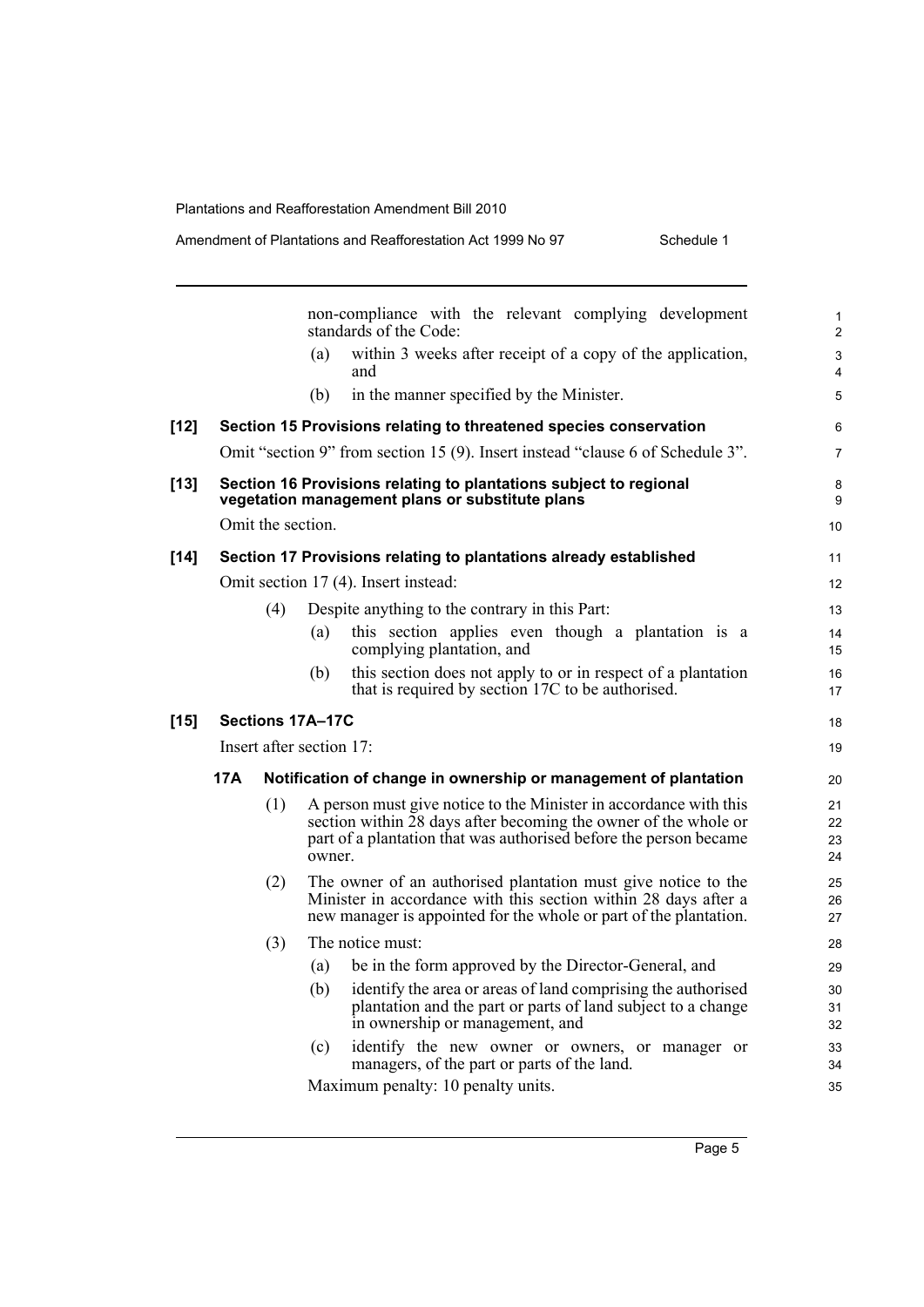non-compliance with the relevant complying development standards of the Code:

(a) within 3 weeks after receipt of a copy of the application, and

(b) in the manner specified by the Minister.

**[12] Section 15 Provisions relating to threatened species conservation**

Omit "section 9" from section 15 (9). Insert instead "clause 6 of Schedule 3".

**[13] Section 16 Provisions relating to plantations subject to regional vegetation management plans or substitute plans**

Omit the section.

**[14] Section 17 Provisions relating to plantations already established**

Omit section 17 (4). Insert instead:

(4) Despite anything to the contrary in this Part:

(a) this section applies even though a plantation is a complying plantation, and

(b) this section does not apply to or in respect of a plantation that is required by section 17C to be authorised.

**[15] Sections 17A–17C**

Insert after section 17:

**17A Notification of change in ownership or management of plantation**

(1) A person must give notice to the Minister in accordance with this section within 28 days after becoming the owner of the whole or part of a plantation that was authorised before the person became owner.

(2) The owner of an authorised plantation must give notice to the Minister in accordance with this section within 28 days after a new manager is appointed for the whole or part of the plantation.

(3) The notice must:

(a) be in the form approved by the Director-General, and

(b) identify the area or areas of land comprising the authorised plantation and the part or parts of land subject to a change in ownership or management, and

(c) identify the new owner or owners, or manager or managers, of the part or parts of the land.

Maximum penalty: 10 penalty units.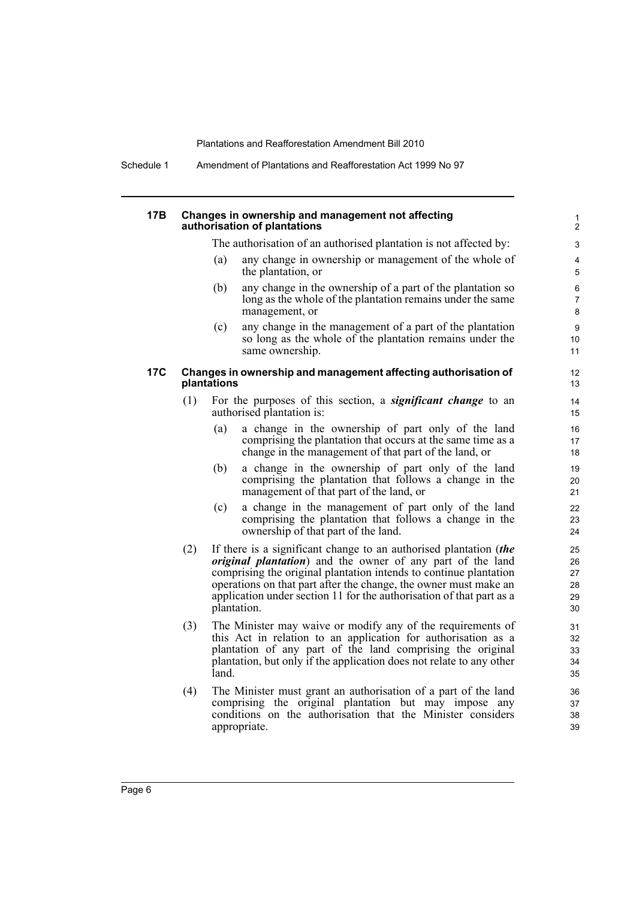### 17B Changes in ownership and management not affecting authorisation of plantations

The authorisation of an authorised plantation is not affected by:

(a) any change in ownership or management of the whole of the plantation, or

(b) any change in the ownership of a part of the plantation so long as the whole of the plantation remains under the same management, or

(c) any change in the management of a part of the plantation so long as the whole of the plantation remains under the same ownership.

### 17C Changes in ownership and management affecting authorisation of plantations

(1) For the purposes of this section, a ***significant change*** to an authorised plantation is:

(a) a change in the ownership of part only of the land comprising the plantation that occurs at the same time as a change in the management of that part of the land, or

(b) a change in the ownership of part only of the land comprising the plantation that follows a change in the management of that part of the land, or

(c) a change in the management of part only of the land comprising the plantation that follows a change in the ownership of that part of the land.

(2) If there is a significant change to an authorised plantation (***the original plantation***) and the owner of any part of the land comprising the original plantation intends to continue plantation operations on that part after the change, the owner must make an application under section 11 for the authorisation of that part as a plantation.

(3) The Minister may waive or modify any of the requirements of this Act in relation to an application for authorisation as a plantation of any part of the land comprising the original plantation, but only if the application does not relate to any other land.

(4) The Minister must grant an authorisation of a part of the land comprising the original plantation but may impose any conditions on the authorisation that the Minister considers appropriate.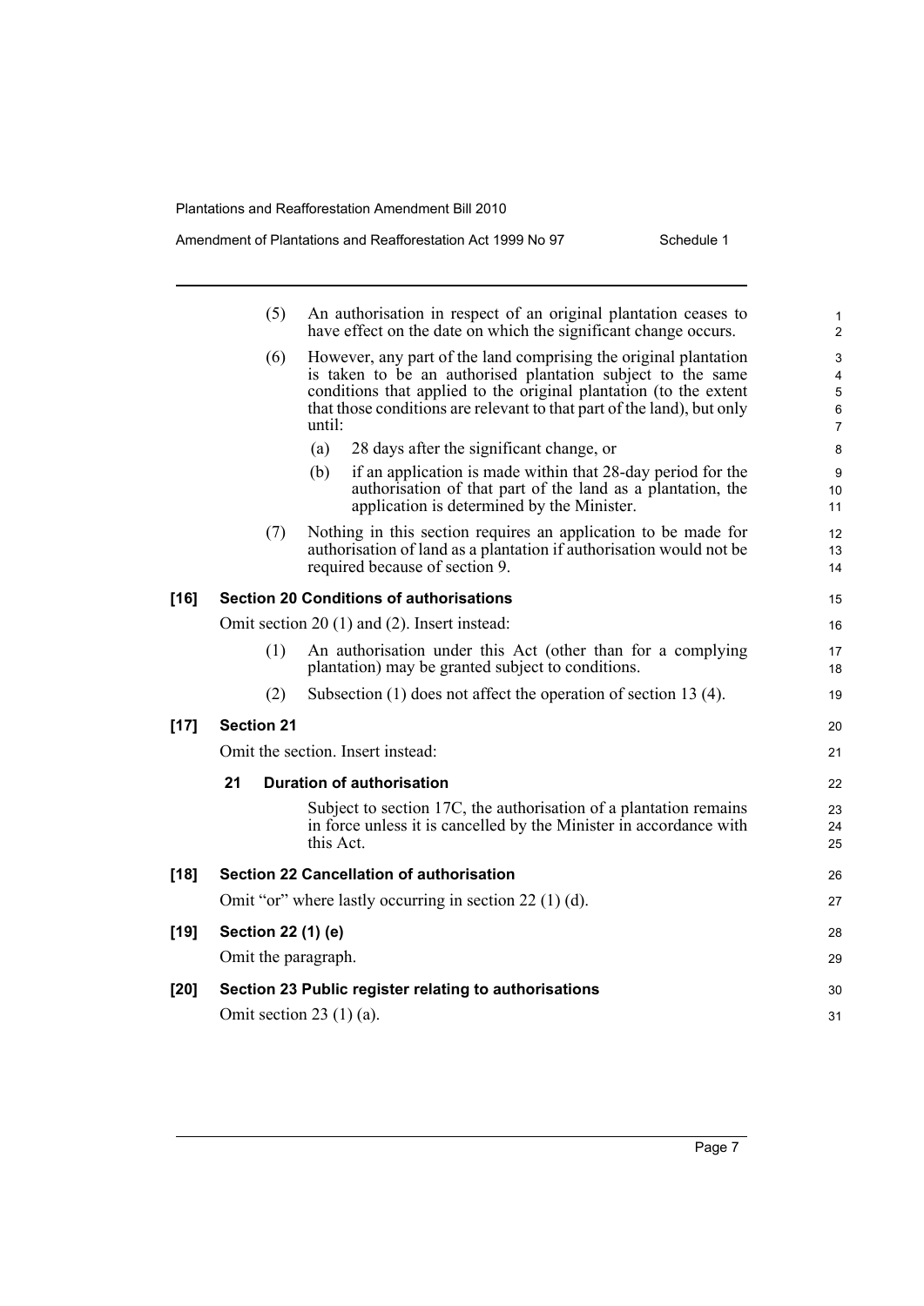(5) An authorisation in respect of an original plantation ceases to have effect on the date on which the significant change occurs.

(6) However, any part of the land comprising the original plantation is taken to be an authorised plantation subject to the same conditions that applied to the original plantation (to the extent that those conditions are relevant to that part of the land), but only until:

(a) 28 days after the significant change, or

(b) if an application is made within that 28-day period for the authorisation of that part of the land as a plantation, the application is determined by the Minister.

(7) Nothing in this section requires an application to be made for authorisation of land as a plantation if authorisation would not be required because of section 9.

### [16] Section 20 Conditions of authorisations

Omit section 20 (1) and (2). Insert instead:

(1) An authorisation under this Act (other than for a complying plantation) may be granted subject to conditions.

(2) Subsection (1) does not affect the operation of section 13 (4).

### [17] Section 21

Omit the section. Insert instead:

#### 21 Duration of authorisation

Subject to section 17C, the authorisation of a plantation remains in force unless it is cancelled by the Minister in accordance with this Act.

### [18] Section 22 Cancellation of authorisation

Omit "or" where lastly occurring in section 22 (1) (d).

### [19] Section 22 (1) (e)

Omit the paragraph.

### [20] Section 23 Public register relating to authorisations

Omit section 23 (1) (a).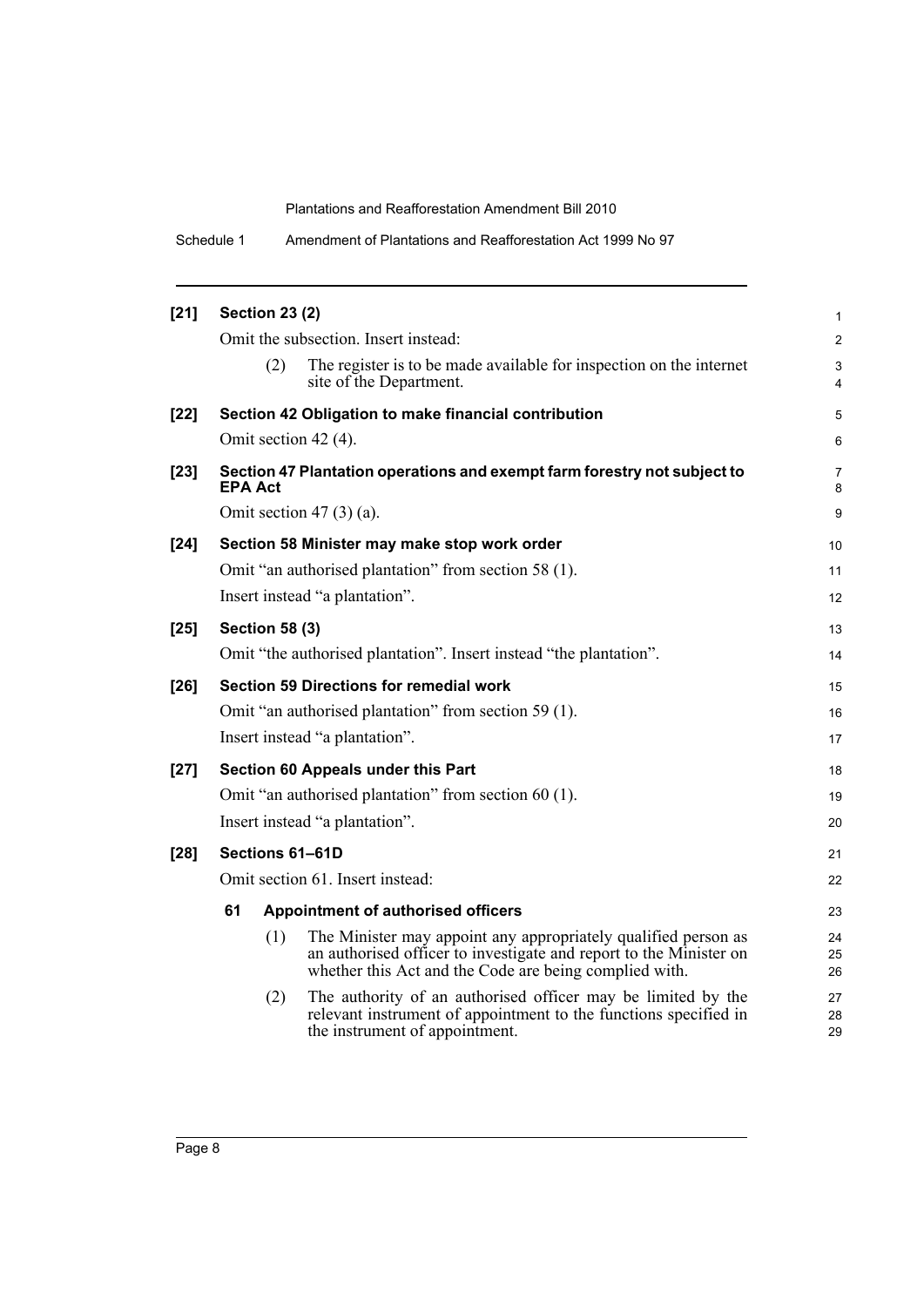**[21] Section 23 (2)**

Omit the subsection. Insert instead:

(2) The register is to be made available for inspection on the internet site of the Department.

**[22] Section 42 Obligation to make financial contribution**

Omit section 42 (4).

**[23] Section 47 Plantation operations and exempt farm forestry not subject to EPA Act**

Omit section 47 (3) (a).

**[24] Section 58 Minister may make stop work order**

Omit "an authorised plantation" from section 58 (1).

Insert instead "a plantation".

**[25] Section 58 (3)**

Omit "the authorised plantation". Insert instead "the plantation".

**[26] Section 59 Directions for remedial work**

Omit "an authorised plantation" from section 59 (1).

Insert instead "a plantation".

**[27] Section 60 Appeals under this Part**

Omit "an authorised plantation" from section 60 (1).

Insert instead "a plantation".

**[28] Sections 61–61D**

Omit section 61. Insert instead:

**61 Appointment of authorised officers**

(1) The Minister may appoint any appropriately qualified person as an authorised officer to investigate and report to the Minister on whether this Act and the Code are being complied with.

(2) The authority of an authorised officer may be limited by the relevant instrument of appointment to the functions specified in the instrument of appointment.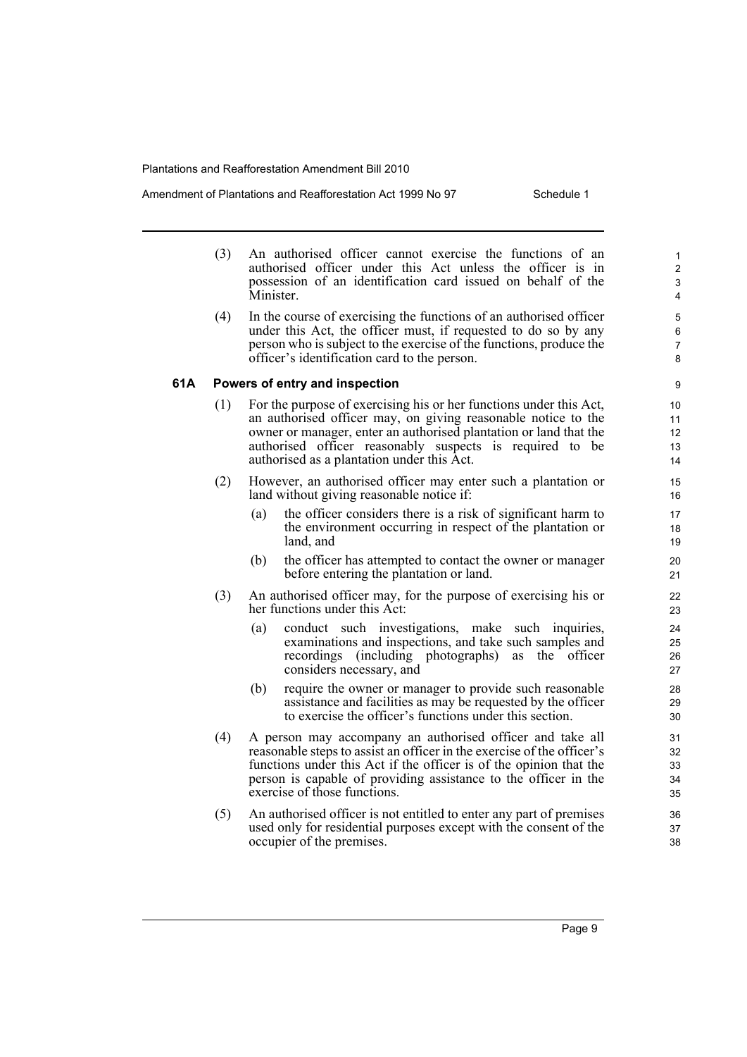(3) An authorised officer cannot exercise the functions of an authorised officer under this Act unless the officer is in possession of an identification card issued on behalf of the Minister.

(4) In the course of exercising the functions of an authorised officer under this Act, the officer must, if requested to do so by any person who is subject to the exercise of the functions, produce the officer's identification card to the person.

### 61A Powers of entry and inspection

(1) For the purpose of exercising his or her functions under this Act, an authorised officer may, on giving reasonable notice to the owner or manager, enter an authorised plantation or land that the authorised officer reasonably suspects is required to be authorised as a plantation under this Act.

(2) However, an authorised officer may enter such a plantation or land without giving reasonable notice if:

- (a) the officer considers there is a risk of significant harm to the environment occurring in respect of the plantation or land, and
- (b) the officer has attempted to contact the owner or manager before entering the plantation or land.

(3) An authorised officer may, for the purpose of exercising his or her functions under this Act:

- (a) conduct such investigations, make such inquiries, examinations and inspections, and take such samples and recordings (including photographs) as the officer considers necessary, and
- (b) require the owner or manager to provide such reasonable assistance and facilities as may be requested by the officer to exercise the officer's functions under this section.

(4) A person may accompany an authorised officer and take all reasonable steps to assist an officer in the exercise of the officer's functions under this Act if the officer is of the opinion that the person is capable of providing assistance to the officer in the exercise of those functions.

(5) An authorised officer is not entitled to enter any part of premises used only for residential purposes except with the consent of the occupier of the premises.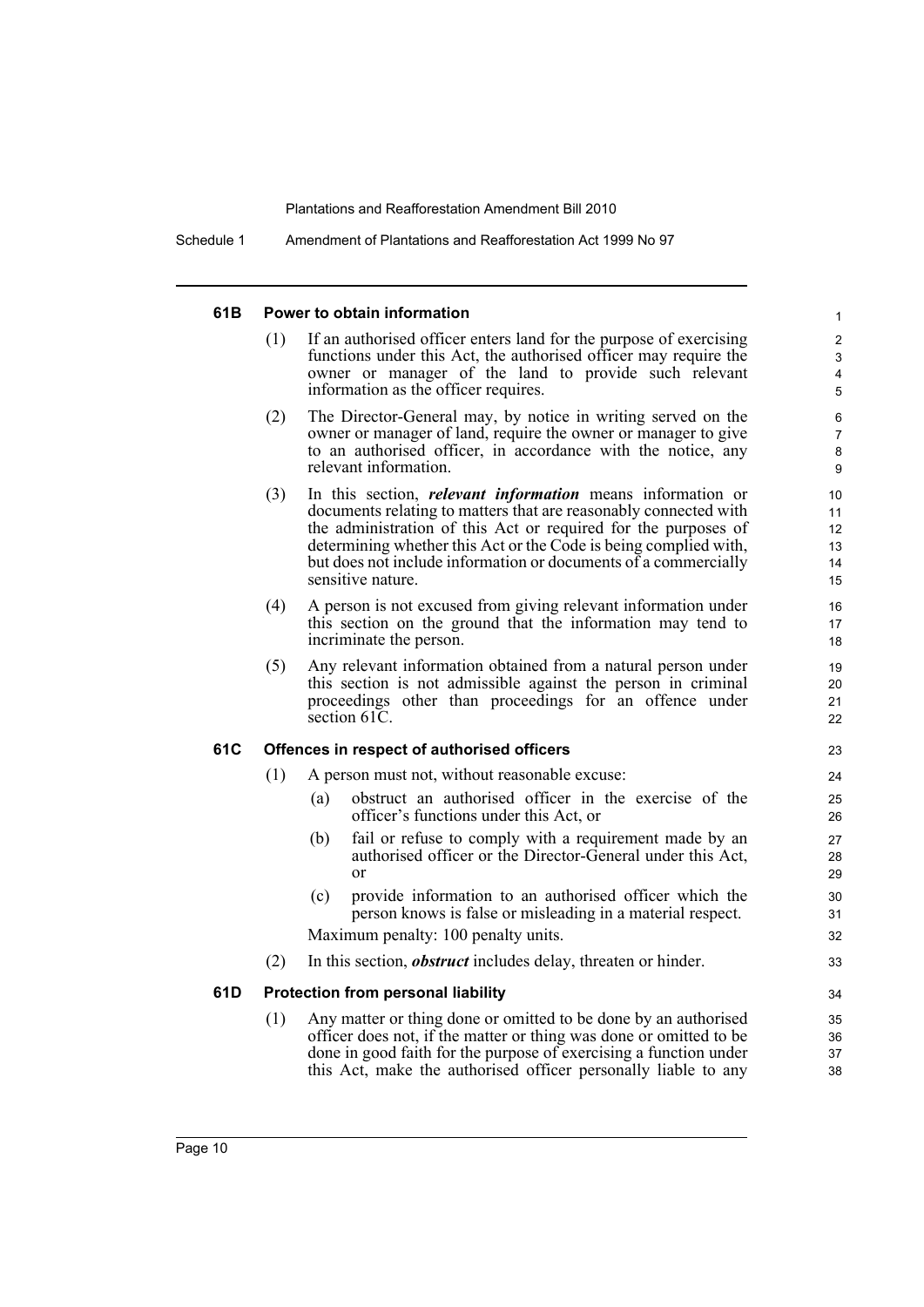### 61B Power to obtain information

(1) If an authorised officer enters land for the purpose of exercising functions under this Act, the authorised officer may require the owner or manager of the land to provide such relevant information as the officer requires.

(2) The Director-General may, by notice in writing served on the owner or manager of land, require the owner or manager to give to an authorised officer, in accordance with the notice, any relevant information.

(3) In this section, ***relevant information*** means information or documents relating to matters that are reasonably connected with the administration of this Act or required for the purposes of determining whether this Act or the Code is being complied with, but does not include information or documents of a commercially sensitive nature.

(4) A person is not excused from giving relevant information under this section on the ground that the information may tend to incriminate the person.

(5) Any relevant information obtained from a natural person under this section is not admissible against the person in criminal proceedings other than proceedings for an offence under section 61C.

### 61C Offences in respect of authorised officers

(1) A person must not, without reasonable excuse:

- (a) obstruct an authorised officer in the exercise of the officer's functions under this Act, or
- (b) fail or refuse to comply with a requirement made by an authorised officer or the Director-General under this Act, or
- (c) provide information to an authorised officer which the person knows is false or misleading in a material respect.

Maximum penalty: 100 penalty units.

(2) In this section, ***obstruct*** includes delay, threaten or hinder.

### 61D Protection from personal liability

(1) Any matter or thing done or omitted to be done by an authorised officer does not, if the matter or thing was done or omitted to be done in good faith for the purpose of exercising a function under this Act, make the authorised officer personally liable to any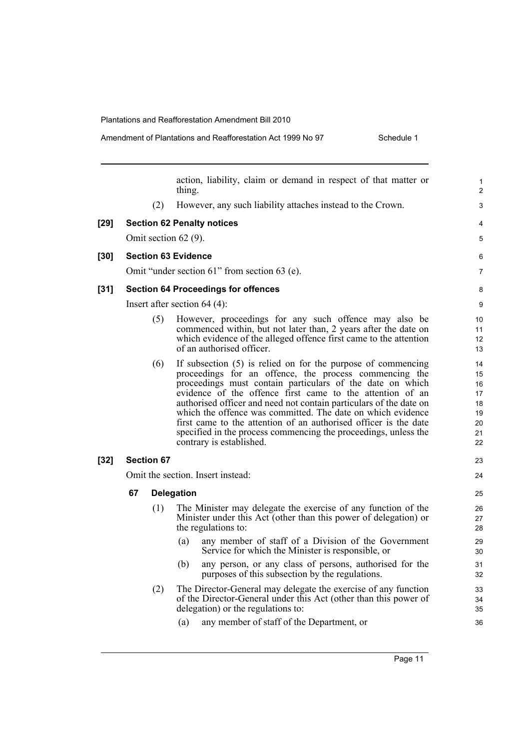action, liability, claim or demand in respect of that matter or thing.

(2) However, any such liability attaches instead to the Crown.

**[29] Section 62 Penalty notices**

Omit section 62 (9).

**[30] Section 63 Evidence**

Omit "under section 61" from section 63 (e).

**[31] Section 64 Proceedings for offences**

Insert after section 64 (4):

(5) However, proceedings for any such offence may also be commenced within, but not later than, 2 years after the date on which evidence of the alleged offence first came to the attention of an authorised officer.

(6) If subsection (5) is relied on for the purpose of commencing proceedings for an offence, the process commencing the proceedings must contain particulars of the date on which evidence of the offence first came to the attention of an authorised officer and need not contain particulars of the date on which the offence was committed. The date on which evidence first came to the attention of an authorised officer is the date specified in the process commencing the proceedings, unless the contrary is established.

**[32] Section 67**

Omit the section. Insert instead:

**67 Delegation**

(1) The Minister may delegate the exercise of any function of the Minister under this Act (other than this power of delegation) or the regulations to:

(a) any member of staff of a Division of the Government Service for which the Minister is responsible, or

(b) any person, or any class of persons, authorised for the purposes of this subsection by the regulations.

(2) The Director-General may delegate the exercise of any function of the Director-General under this Act (other than this power of delegation) or the regulations to:

(a) any member of staff of the Department, or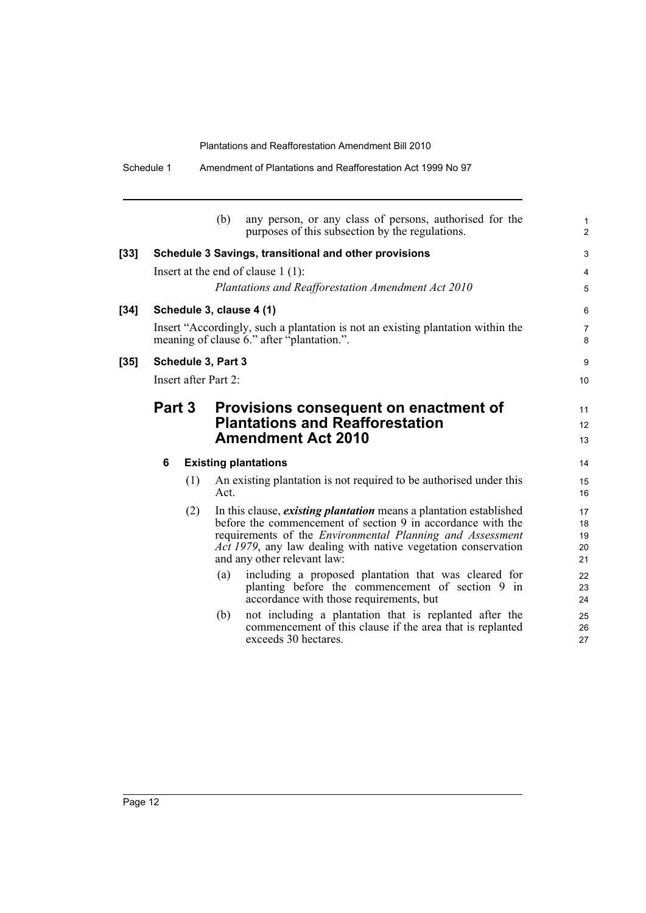(b) any person, or any class of persons, authorised for the purposes of this subsection by the regulations.

**[33] Schedule 3 Savings, transitional and other provisions**

Insert at the end of clause 1 (1):

*Plantations and Reafforestation Amendment Act 2010*

**[34] Schedule 3, clause 4 (1)**

Insert "Accordingly, such a plantation is not an existing plantation within the meaning of clause 6." after "plantation.".

**[35] Schedule 3, Part 3**

Insert after Part 2:

## Part 3 Provisions consequent on enactment of Plantations and Reafforestation Amendment Act 2010

### 6 Existing plantations

(1) An existing plantation is not required to be authorised under this Act.

(2) In this clause, ***existing plantation*** means a plantation established before the commencement of section 9 in accordance with the requirements of the *Environmental Planning and Assessment Act 1979*, any law dealing with native vegetation conservation and any other relevant law:

(a) including a proposed plantation that was cleared for planting before the commencement of section 9 in accordance with those requirements, but

(b) not including a plantation that is replanted after the commencement of this clause if the area that is replanted exceeds 30 hectares.